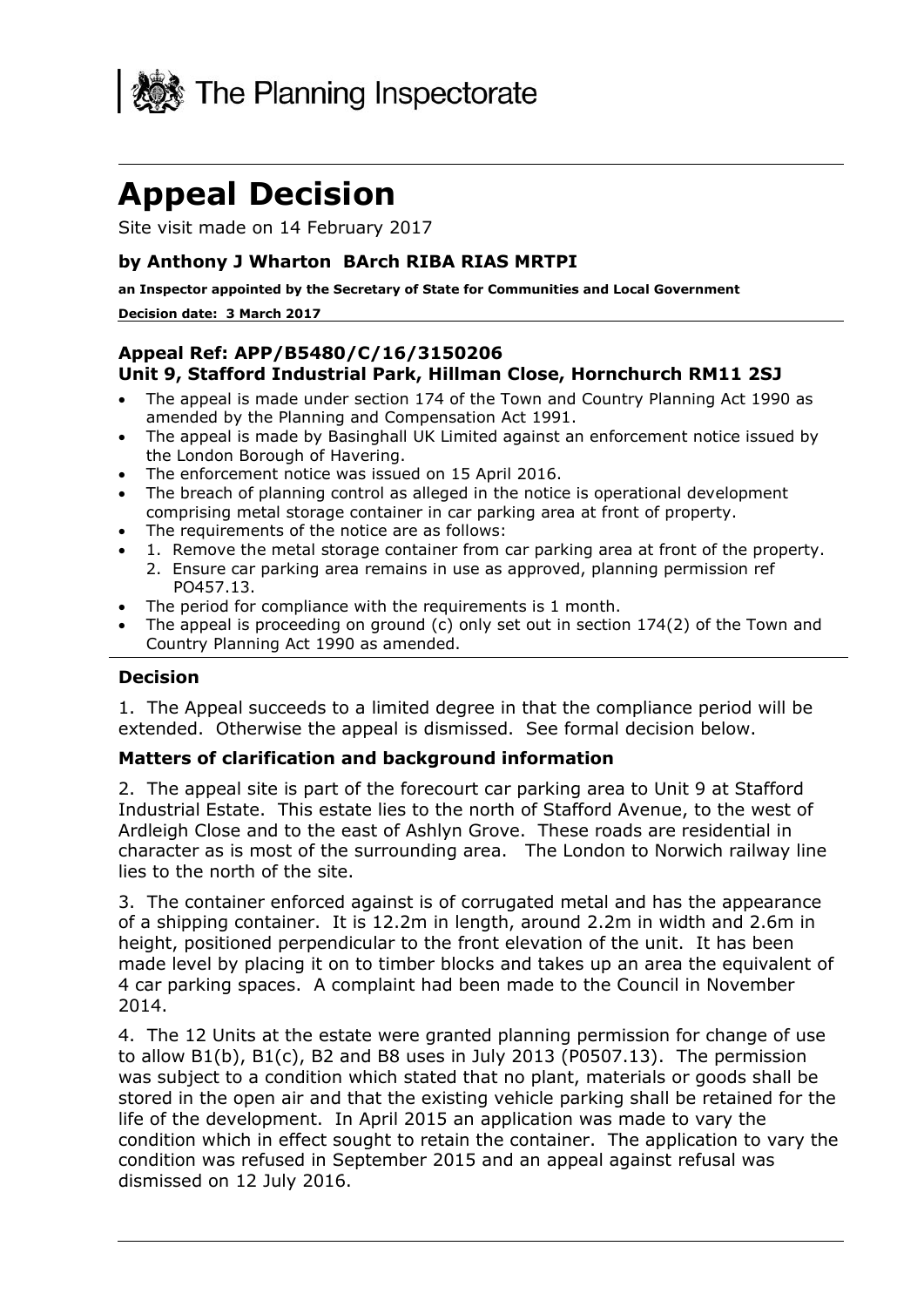The Planning Inspectorate

# Appeal Decision

Site visit made on 14 February 2017

### by Anthony J Wharton BArch RIBA RIAS MRTPI

**an Inspector appointed by the Secretary of State for Communities and Local Government**

**Decision date: 3 March 2017**

---

### Appeal Ref: APP/B5480/C/16/3150206
### Unit 9, Stafford Industrial Park, Hillman Close, Hornchurch RM11 2SJ

- The appeal is made under section 174 of the Town and Country Planning Act 1990 as amended by the Planning and Compensation Act 1991.
- The appeal is made by Basinghall UK Limited against an enforcement notice issued by the London Borough of Havering.
- The enforcement notice was issued on 15 April 2016.
- The breach of planning control as alleged in the notice is operational development comprising metal storage container in car parking area at front of property.
- The requirements of the notice are as follows:
- 1. Remove the metal storage container from car parking area at front of the property.
  2. Ensure car parking area remains in use as approved, planning permission ref PO457.13.
- The period for compliance with the requirements is 1 month.
- The appeal is proceeding on ground (c) only set out in section 174(2) of the Town and Country Planning Act 1990 as amended.

---

### Decision

1. The Appeal succeeds to a limited degree in that the compliance period will be extended. Otherwise the appeal is dismissed. See formal decision below.

### Matters of clarification and background information

2. The appeal site is part of the forecourt car parking area to Unit 9 at Stafford Industrial Estate. This estate lies to the north of Stafford Avenue, to the west of Ardleigh Close and to the east of Ashlyn Grove. These roads are residential in character as is most of the surrounding area. The London to Norwich railway line lies to the north of the site.

3. The container enforced against is of corrugated metal and has the appearance of a shipping container. It is 12.2m in length, around 2.2m in width and 2.6m in height, positioned perpendicular to the front elevation of the unit. It has been made level by placing it on to timber blocks and takes up an area the equivalent of 4 car parking spaces. A complaint had been made to the Council in November 2014.

4. The 12 Units at the estate were granted planning permission for change of use to allow B1(b), B1(c), B2 and B8 uses in July 2013 (P0507.13). The permission was subject to a condition which stated that no plant, materials or goods shall be stored in the open air and that the existing vehicle parking shall be retained for the life of the development. In April 2015 an application was made to vary the condition which in effect sought to retain the container. The application to vary the condition was refused in September 2015 and an appeal against refusal was dismissed on 12 July 2016.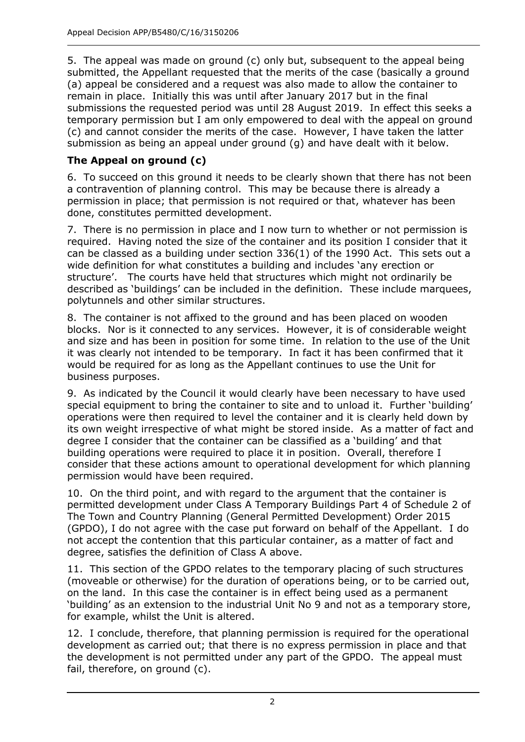5. The appeal was made on ground (c) only but, subsequent to the appeal being submitted, the Appellant requested that the merits of the case (basically a ground (a) appeal be considered and a request was also made to allow the container to remain in place. Initially this was until after January 2017 but in the final submissions the requested period was until 28 August 2019. In effect this seeks a temporary permission but I am only empowered to deal with the appeal on ground (c) and cannot consider the merits of the case. However, I have taken the latter submission as being an appeal under ground (g) and have dealt with it below.

## The Appeal on ground (c)

6. To succeed on this ground it needs to be clearly shown that there has not been a contravention of planning control. This may be because there is already a permission in place; that permission is not required or that, whatever has been done, constitutes permitted development.

7. There is no permission in place and I now turn to whether or not permission is required. Having noted the size of the container and its position I consider that it can be classed as a building under section 336(1) of the 1990 Act. This sets out a wide definition for what constitutes a building and includes 'any erection or structure'. The courts have held that structures which might not ordinarily be described as 'buildings' can be included in the definition. These include marquees, polytunnels and other similar structures.

8. The container is not affixed to the ground and has been placed on wooden blocks. Nor is it connected to any services. However, it is of considerable weight and size and has been in position for some time. In relation to the use of the Unit it was clearly not intended to be temporary. In fact it has been confirmed that it would be required for as long as the Appellant continues to use the Unit for business purposes.

9. As indicated by the Council it would clearly have been necessary to have used special equipment to bring the container to site and to unload it. Further 'building' operations were then required to level the container and it is clearly held down by its own weight irrespective of what might be stored inside. As a matter of fact and degree I consider that the container can be classified as a 'building' and that building operations were required to place it in position. Overall, therefore I consider that these actions amount to operational development for which planning permission would have been required.

10. On the third point, and with regard to the argument that the container is permitted development under Class A Temporary Buildings Part 4 of Schedule 2 of The Town and Country Planning (General Permitted Development) Order 2015 (GPDO), I do not agree with the case put forward on behalf of the Appellant. I do not accept the contention that this particular container, as a matter of fact and degree, satisfies the definition of Class A above.

11. This section of the GPDO relates to the temporary placing of such structures (moveable or otherwise) for the duration of operations being, or to be carried out, on the land. In this case the container is in effect being used as a permanent 'building' as an extension to the industrial Unit No 9 and not as a temporary store, for example, whilst the Unit is altered.

12. I conclude, therefore, that planning permission is required for the operational development as carried out; that there is no express permission in place and that the development is not permitted under any part of the GPDO. The appeal must fail, therefore, on ground (c).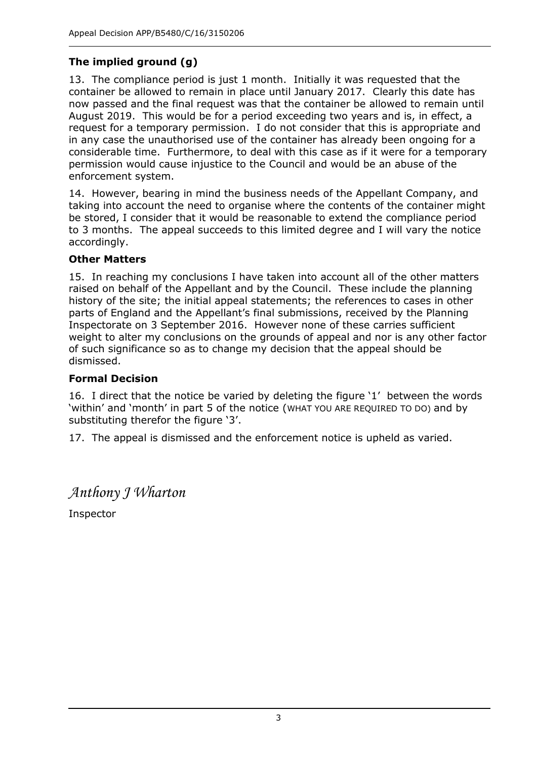### The implied ground (g)

13. The compliance period is just 1 month. Initially it was requested that the container be allowed to remain in place until January 2017. Clearly this date has now passed and the final request was that the container be allowed to remain until August 2019. This would be for a period exceeding two years and is, in effect, a request for a temporary permission. I do not consider that this is appropriate and in any case the unauthorised use of the container has already been ongoing for a considerable time. Furthermore, to deal with this case as if it were for a temporary permission would cause injustice to the Council and would be an abuse of the enforcement system.

14. However, bearing in mind the business needs of the Appellant Company, and taking into account the need to organise where the contents of the container might be stored, I consider that it would be reasonable to extend the compliance period to 3 months. The appeal succeeds to this limited degree and I will vary the notice accordingly.

### Other Matters

15. In reaching my conclusions I have taken into account all of the other matters raised on behalf of the Appellant and by the Council. These include the planning history of the site; the initial appeal statements; the references to cases in other parts of England and the Appellant's final submissions, received by the Planning Inspectorate on 3 September 2016. However none of these carries sufficient weight to alter my conclusions on the grounds of appeal and nor is any other factor of such significance so as to change my decision that the appeal should be dismissed.

### Formal Decision

16. I direct that the notice be varied by deleting the figure '1' between the words 'within' and 'month' in part 5 of the notice (WHAT YOU ARE REQUIRED TO DO) and by substituting therefor the figure '3'.

17. The appeal is dismissed and the enforcement notice is upheld as varied.

*Anthony J Wharton*

Inspector